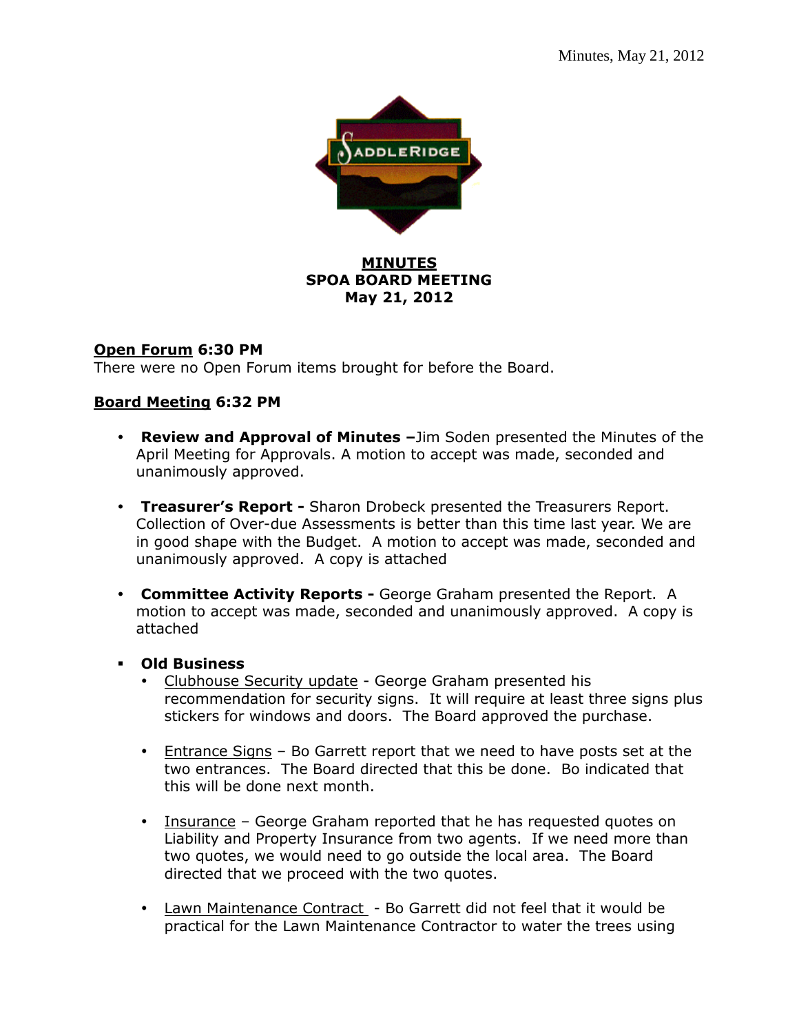# MINUTES
## SPOA BOARD MEETING
## May 21, 2012

**Open Forum 6:30 PM**
There were no Open Forum items brought for before the Board.

**Board Meeting 6:32 PM**

- **Review and Approval of Minutes –**Jim Soden presented the Minutes of the April Meeting for Approvals. A motion to accept was made, seconded and unanimously approved.

- **Treasurer's Report -** Sharon Drobeck presented the Treasurers Report. Collection of Over-due Assessments is better than this time last year. We are in good shape with the Budget. A motion to accept was made, seconded and unanimously approved. A copy is attached

- **Committee Activity Reports -** George Graham presented the Report. A motion to accept was made, seconded and unanimously approved. A copy is attached

- **Old Business**
  - Clubhouse Security update - George Graham presented his recommendation for security signs. It will require at least three signs plus stickers for windows and doors. The Board approved the purchase.

  - Entrance Signs – Bo Garrett report that we need to have posts set at the two entrances. The Board directed that this be done. Bo indicated that this will be done next month.

  - Insurance – George Graham reported that he has requested quotes on Liability and Property Insurance from two agents. If we need more than two quotes, we would need to go outside the local area. The Board directed that we proceed with the two quotes.

  - Lawn Maintenance Contract - Bo Garrett did not feel that it would be practical for the Lawn Maintenance Contractor to water the trees using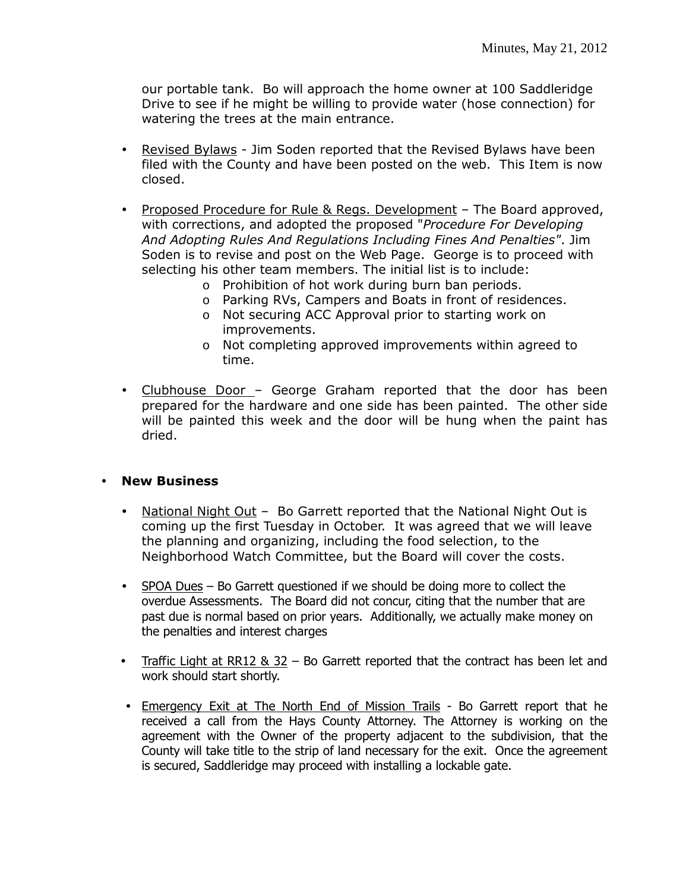our portable tank. Bo will approach the home owner at 100 Saddleridge Drive to see if he might be willing to provide water (hose connection) for watering the trees at the main entrance.

- Revised Bylaws - Jim Soden reported that the Revised Bylaws have been filed with the County and have been posted on the web. This Item is now closed.

- Proposed Procedure for Rule & Regs. Development – The Board approved, with corrections, and adopted the proposed "*Procedure For Developing And Adopting Rules And Regulations Including Fines And Penalties*". Jim Soden is to revise and post on the Web Page. George is to proceed with selecting his other team members. The initial list is to include:
  - Prohibition of hot work during burn ban periods.
  - Parking RVs, Campers and Boats in front of residences.
  - Not securing ACC Approval prior to starting work on improvements.
  - Not completing approved improvements within agreed to time.

- Clubhouse Door – George Graham reported that the door has been prepared for the hardware and one side has been painted. The other side will be painted this week and the door will be hung when the paint has dried.

- **New Business**

  - National Night Out – Bo Garrett reported that the National Night Out is coming up the first Tuesday in October. It was agreed that we will leave the planning and organizing, including the food selection, to the Neighborhood Watch Committee, but the Board will cover the costs.

  - SPOA Dues – Bo Garrett questioned if we should be doing more to collect the overdue Assessments. The Board did not concur, citing that the number that are past due is normal based on prior years. Additionally, we actually make money on the penalties and interest charges

  - Traffic Light at RR12 & 32 – Bo Garrett reported that the contract has been let and work should start shortly.

  - Emergency Exit at The North End of Mission Trails - Bo Garrett report that he received a call from the Hays County Attorney. The Attorney is working on the agreement with the Owner of the property adjacent to the subdivision, that the County will take title to the strip of land necessary for the exit. Once the agreement is secured, Saddleridge may proceed with installing a lockable gate.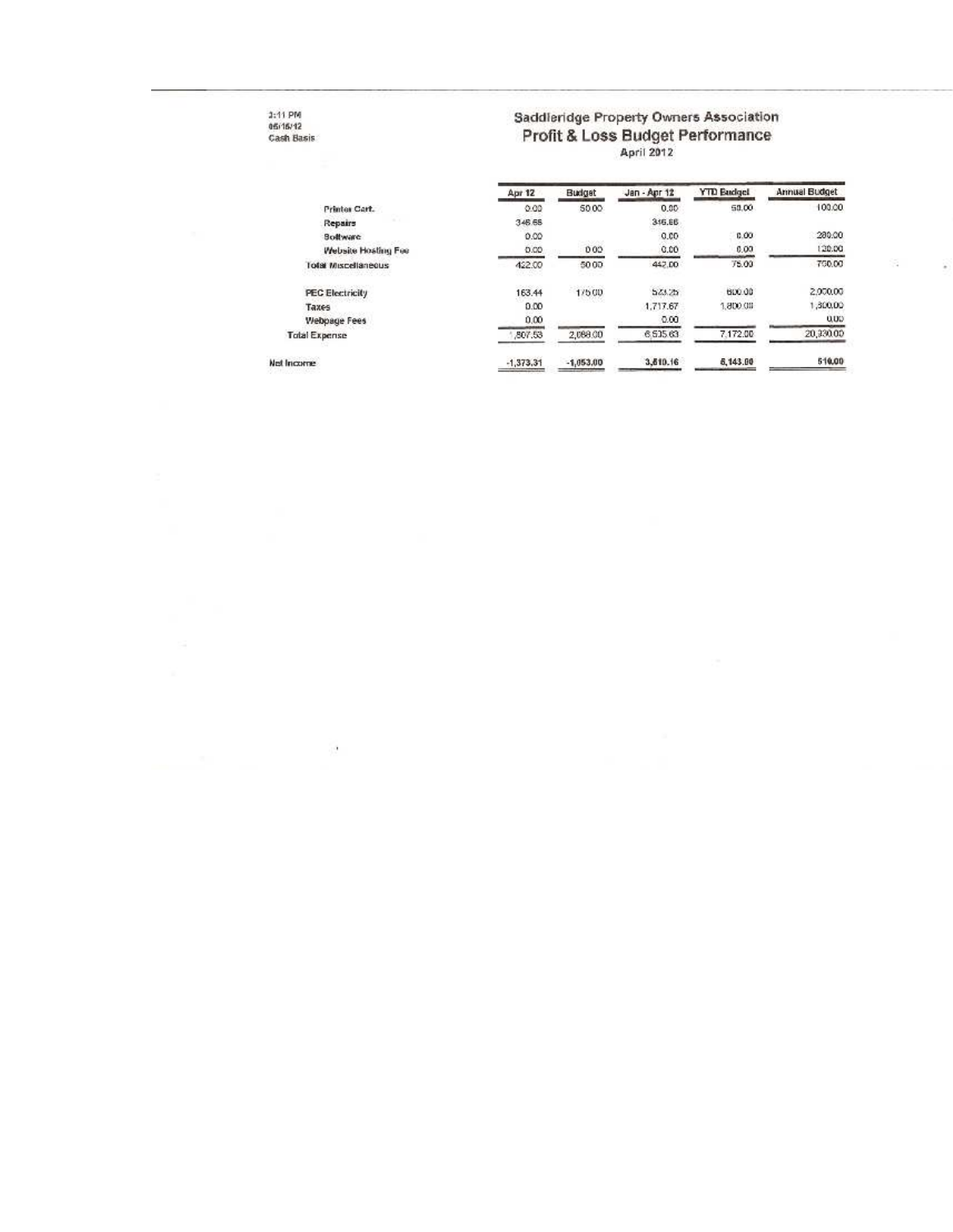2:11 PM
05/16/12
Cash Basis

# Saddleridge Property Owners Association
## Profit & Loss Budget Performance
April 2012

| | Apr 12 | Budget | Jan - Apr 12 | YTD Budget | Annual Budget |
|---|---|---|---|---|---|
| Printer Cart. | 0.00 | 50.00 | 0.00 | 50.00 | 100.00 |
| Repairs | 346.66 | | 346.66 | | |
| Software | 0.00 | | 0.00 | 0.00 | 280.00 |
| Website Hosting Fee | 0.00 | 0.00 | 0.00 | 0.00 | 120.00 |
| Total Miscellaneous | 422.00 | 50.00 | 442.00 | 75.00 | 700.00 |
| PEC Electricity | 163.44 | 175.00 | 523.25 | 600.00 | 2,000.00 |
| Taxes | 0.00 | | 1,717.67 | 1,800.00 | 1,300.00 |
| Webpage Fees | 0.00 | | 0.00 | | 0.00 |
| Total Expense | 1,807.53 | 2,088.00 | 6,535.63 | 7,172.00 | 20,330.00 |
| Net Income | -1,373.31 | -1,053.00 | 3,810.16 | 6,143.00 | 510.00 |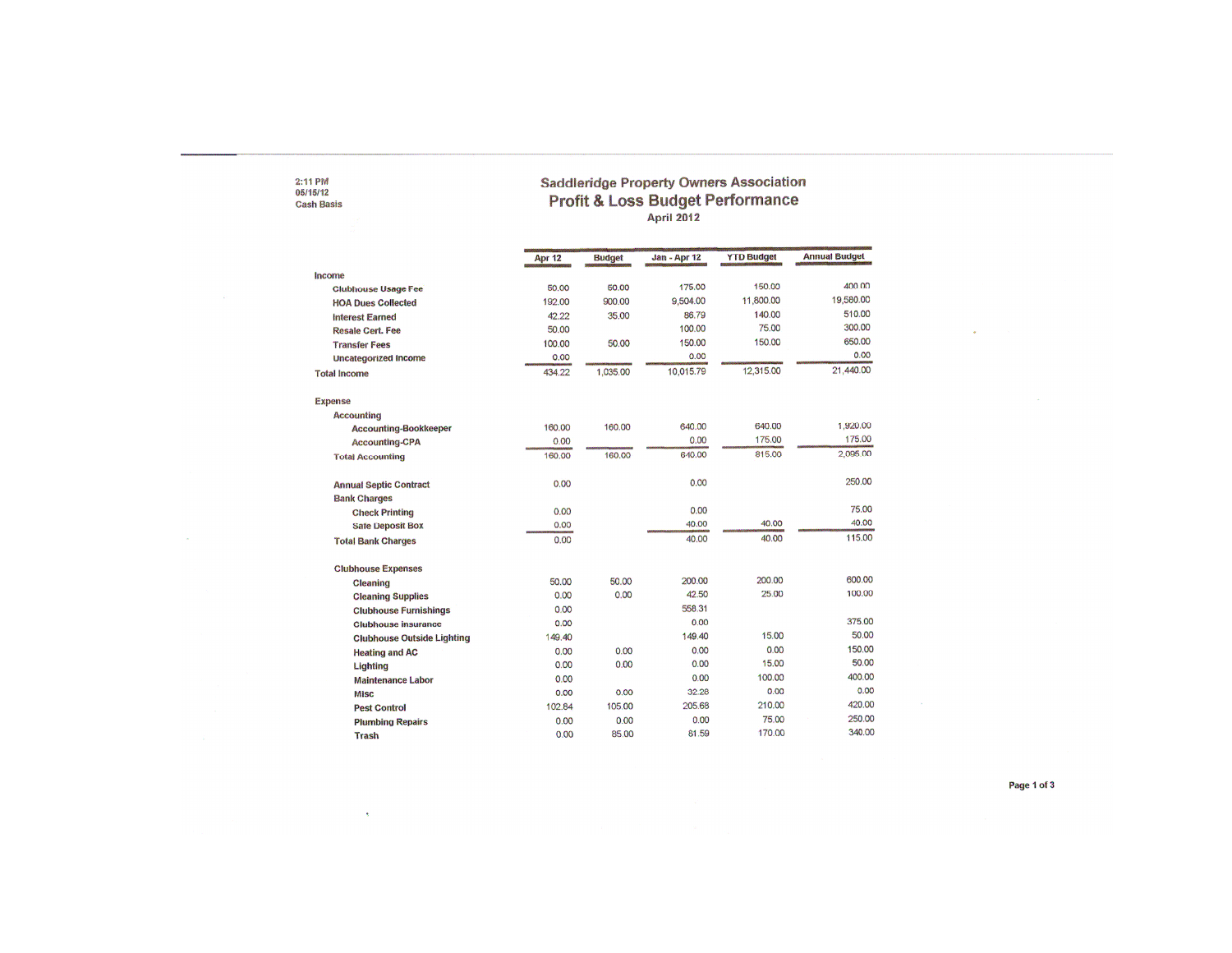2:11 PM
05/15/12
Cash Basis

# Saddleridge Property Owners Association

## Profit & Loss Budget Performance

### April 2012

| | Apr 12 | Budget | Jan - Apr 12 | YTD Budget | Annual Budget |
|---|---|---|---|---|---|
| **Income** | | | | | |
| Clubhouse Usage Fee | 50.00 | 50.00 | 175.00 | 150.00 | 400.00 |
| HOA Dues Collected | 192.00 | 900.00 | 9,504.00 | 11,800.00 | 19,580.00 |
| Interest Earned | 42.22 | 35.00 | 86.79 | 140.00 | 510.00 |
| Resale Cert. Fee | 50.00 | | 100.00 | 75.00 | 300.00 |
| Transfer Fees | 100.00 | 50.00 | 150.00 | 150.00 | 650.00 |
| Uncategorized Income | 0.00 | | 0.00 | | 0.00 |
| **Total Income** | 434.22 | 1,035.00 | 10,015.79 | 12,315.00 | 21,440.00 |
| **Expense** | | | | | |
| Accounting | | | | | |
| Accounting-Bookkeeper | 160.00 | 160.00 | 640.00 | 640.00 | 1,920.00 |
| Accounting-CPA | 0.00 | | 0.00 | 175.00 | 175.00 |
| Total Accounting | 160.00 | 160.00 | 640.00 | 815.00 | 2,095.00 |
| Annual Septic Contract | 0.00 | | 0.00 | | 250.00 |
| Bank Charges | | | | | |
| Check Printing | 0.00 | | 0.00 | | 75.00 |
| Safe Deposit Box | 0.00 | | 40.00 | 40.00 | 40.00 |
| Total Bank Charges | 0.00 | | 40.00 | 40.00 | 115.00 |
| Clubhouse Expenses | | | | | |
| Cleaning | 50.00 | 50.00 | 200.00 | 200.00 | 600.00 |
| Cleaning Supplies | 0.00 | 0.00 | 42.50 | 25.00 | 100.00 |
| Clubhouse Furnishings | 0.00 | | 558.31 | | |
| Clubhouse Insurance | 0.00 | | 0.00 | | 375.00 |
| Clubhouse Outside Lighting | 149.40 | | 149.40 | 15.00 | 50.00 |
| Heating and AC | 0.00 | 0.00 | 0.00 | 0.00 | 150.00 |
| Lighting | 0.00 | 0.00 | 0.00 | 15.00 | 50.00 |
| Maintenance Labor | 0.00 | | 0.00 | 100.00 | 400.00 |
| Misc | 0.00 | 0.00 | 32.28 | 0.00 | 0.00 |
| Pest Control | 102.84 | 105.00 | 205.68 | 210.00 | 420.00 |
| Plumbing Repairs | 0.00 | 0.00 | 0.00 | 75.00 | 250.00 |
| Trash | 0.00 | 85.00 | 81.59 | 170.00 | 340.00 |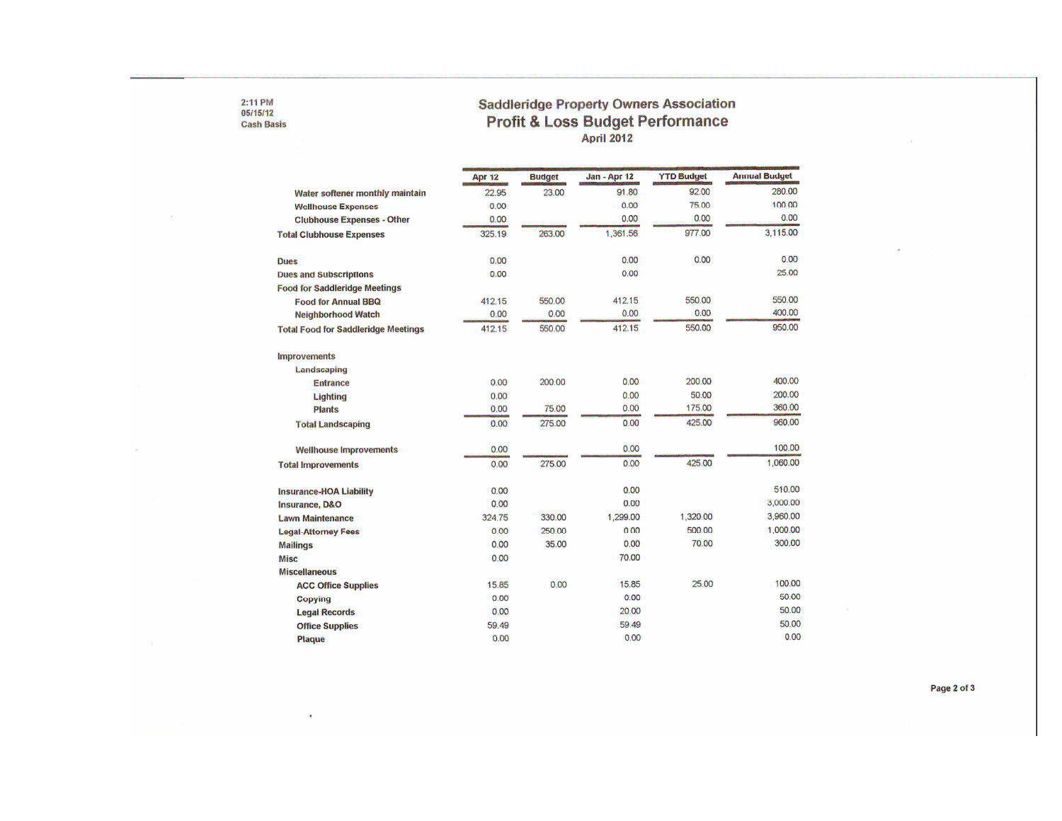2:11 PM
05/15/12
Cash Basis

# Saddleridge Property Owners Association
## Profit & Loss Budget Performance
### April 2012

| | Apr 12 | Budget | Jan - Apr 12 | YTD Budget | Annual Budget |
|---|---|---|---|---|---|
| Water softener monthly maintain | 22.95 | 23.00 | 91.80 | 92.00 | 280.00 |
| Wellhouse Expenses | 0.00 | | 0.00 | 75.00 | 100.00 |
| Clubhouse Expenses - Other | 0.00 | | 0.00 | 0.00 | 0.00 |
| Total Clubhouse Expenses | 325.19 | 263.00 | 1,361.56 | 977.00 | 3,115.00 |
| Dues | 0.00 | | 0.00 | 0.00 | 0.00 |
| Dues and Subscriptions | 0.00 | | 0.00 | | 25.00 |
| Food for Saddleridge Meetings | | | | | |
| Food for Annual BBQ | 412.15 | 550.00 | 412.15 | 550.00 | 550.00 |
| Neighborhood Watch | 0.00 | 0.00 | 0.00 | 0.00 | 400.00 |
| Total Food for Saddleridge Meetings | 412.15 | 550.00 | 412.15 | 550.00 | 950.00 |
| Improvements | | | | | |
| Landscaping | | | | | |
| Entrance | 0.00 | 200.00 | 0.00 | 200.00 | 400.00 |
| Lighting | 0.00 | | 0.00 | 50.00 | 200.00 |
| Plants | 0.00 | 75.00 | 0.00 | 175.00 | 360.00 |
| Total Landscaping | 0.00 | 275.00 | 0.00 | 425.00 | 960.00 |
| Wellhouse Improvements | 0.00 | | 0.00 | | 100.00 |
| Total Improvements | 0.00 | 275.00 | 0.00 | 425.00 | 1,060.00 |
| Insurance-HOA Liability | 0.00 | | 0.00 | | 510.00 |
| Insurance, D&O | 0.00 | | 0.00 | | 3,000.00 |
| Lawn Maintenance | 324.75 | 330.00 | 1,299.00 | 1,320.00 | 3,960.00 |
| Legal-Attorney Fees | 0.00 | 250.00 | 0.00 | 500.00 | 1,000.00 |
| Mailings | 0.00 | 35.00 | 0.00 | 70.00 | 300.00 |
| Misc | 0.00 | | 70.00 | | |
| Miscellaneous | | | | | |
| ACC Office Supplies | 15.85 | 0.00 | 15.85 | 25.00 | 100.00 |
| Copying | 0.00 | | 0.00 | | 50.00 |
| Legal Records | 0.00 | | 20.00 | | 50.00 |
| Office Supplies | 59.49 | | 59.49 | | 50.00 |
| Plaque | 0.00 | | 0.00 | | 0.00 |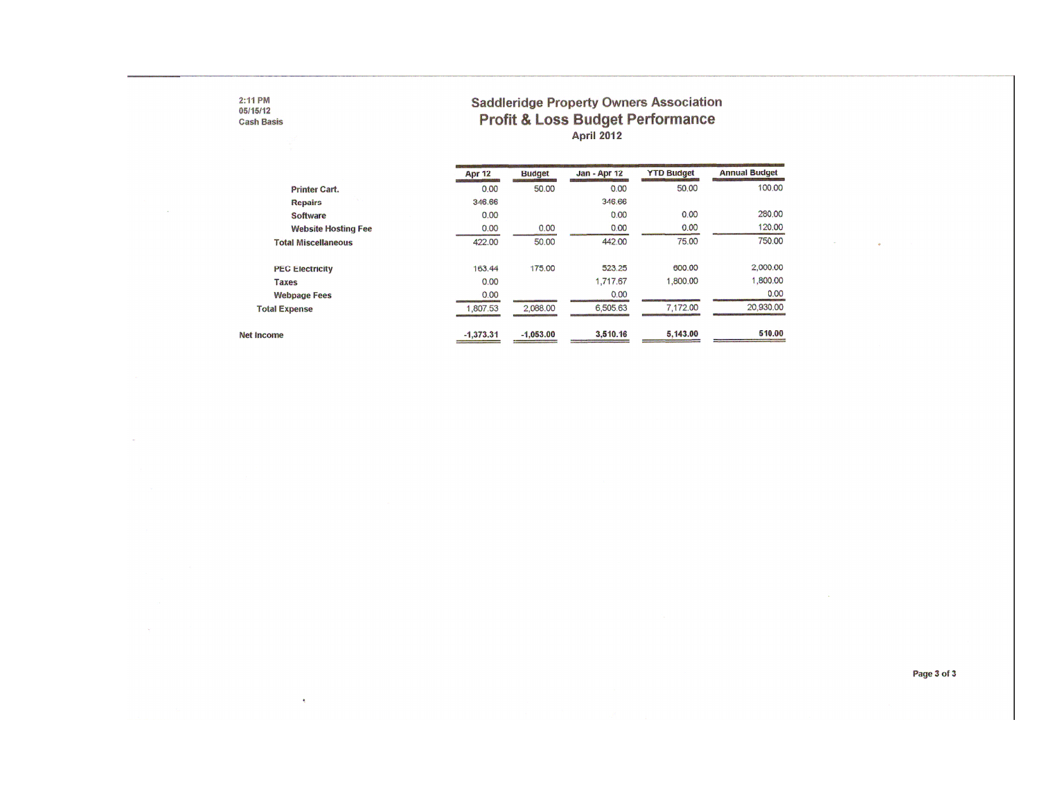2:11 PM
05/15/12
Cash Basis

# Saddleridge Property Owners Association
## Profit & Loss Budget Performance
### April 2012

| | Apr 12 | Budget | Jan - Apr 12 | YTD Budget | Annual Budget |
|---|---|---|---|---|---|
| Printer Cart. | 0.00 | 50.00 | 0.00 | 50.00 | 100.00 |
| Repairs | 346.66 | | 346.66 | | |
| Software | 0.00 | | 0.00 | 0.00 | 280.00 |
| Website Hosting Fee | 0.00 | 0.00 | 0.00 | 0.00 | 120.00 |
| Total Miscellaneous | 422.00 | 50.00 | 442.00 | 75.00 | 750.00 |
| PEC Electricity | 163.44 | 175.00 | 523.25 | 600.00 | 2,000.00 |
| Taxes | 0.00 | | 1,717.67 | 1,800.00 | 1,800.00 |
| Webpage Fees | 0.00 | | 0.00 | | 0.00 |
| Total Expense | 1,807.53 | 2,088.00 | 6,505.63 | 7,172.00 | 20,930.00 |
| Net Income | -1,373.31 | -1,053.00 | 3,510.16 | 5,143.00 | 510.00 |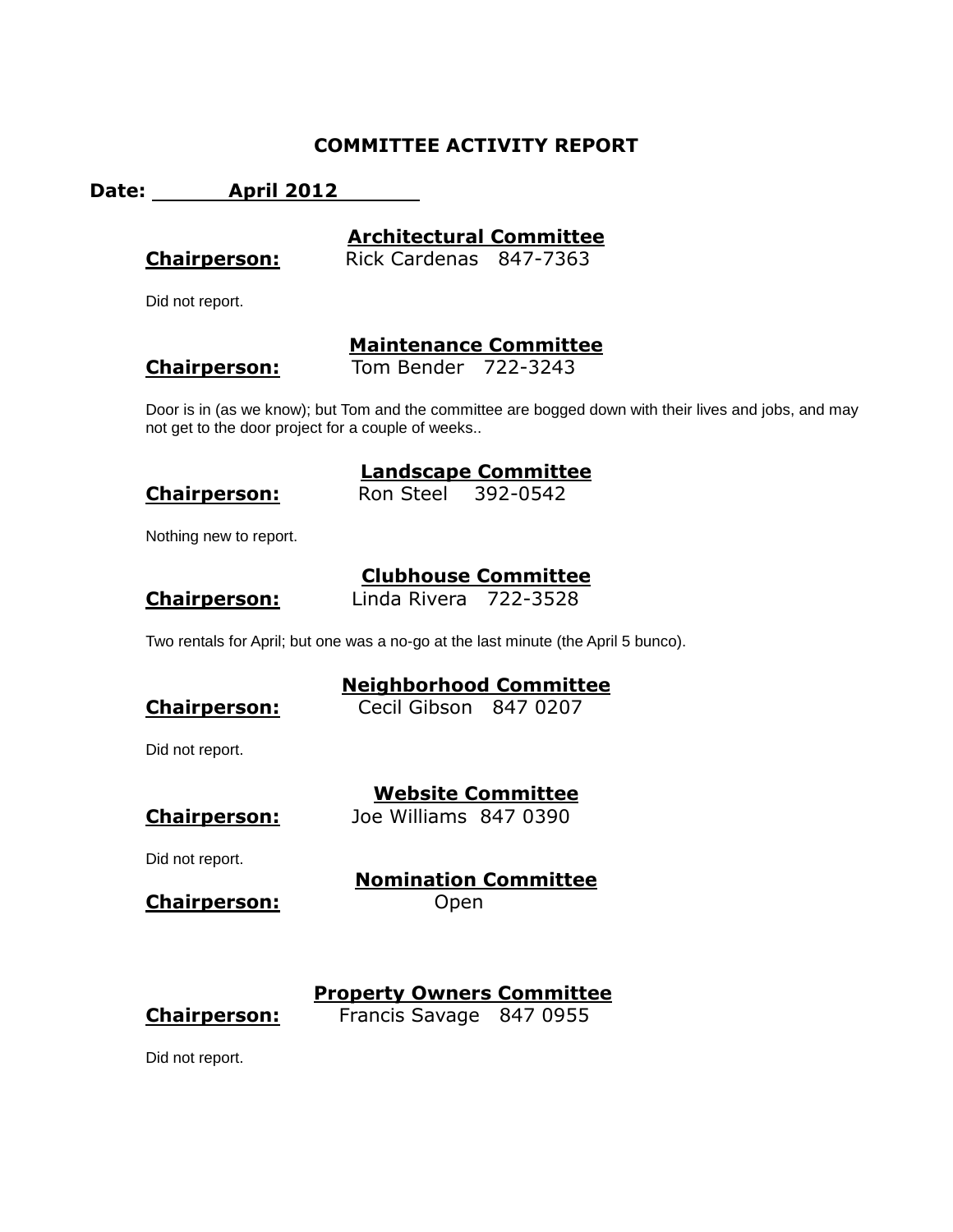# COMMITTEE ACTIVITY REPORT

**Date: April 2012**

## Architectural Committee

**Chairperson:** Rick Cardenas 847-7363

Did not report.

## Maintenance Committee

**Chairperson:** Tom Bender 722-3243

Door is in (as we know); but Tom and the committee are bogged down with their lives and jobs, and may not get to the door project for a couple of weeks..

## Landscape Committee

**Chairperson:** Ron Steel 392-0542

Nothing new to report.

## Clubhouse Committee

**Chairperson:** Linda Rivera 722-3528

Two rentals for April; but one was a no-go at the last minute (the April 5 bunco).

## Neighborhood Committee

**Chairperson:** Cecil Gibson 847 0207

Did not report.

## Website Committee

**Chairperson:** Joe Williams 847 0390

Did not report.

## Nomination Committee

**Chairperson:** Open

## Property Owners Committee

**Chairperson:** Francis Savage 847 0955

Did not report.